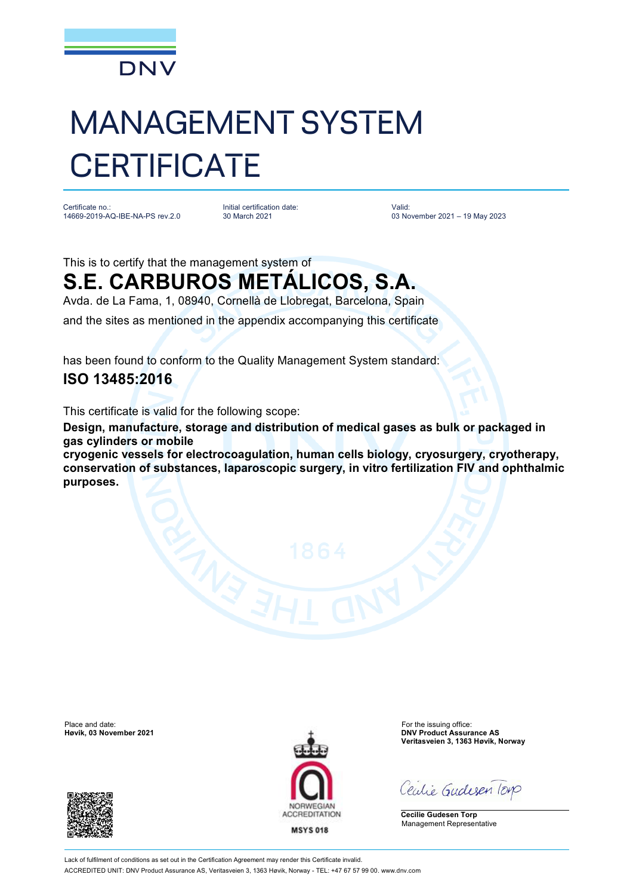DNV

# MANAGEMENT SYSTEM CERTIFICATE

Certificate no.:
14669-2019-AQ-IBE-NA-PS rev.2.0

Initial certification date:
30 March 2021

Valid:
03 November 2021 – 19 May 2023

This is to certify that the management system of

## S.E. CARBUROS METÁLICOS, S.A.

Avda. de La Fama, 1, 08940, Cornellà de Llobregat, Barcelona, Spain

and the sites as mentioned in the appendix accompanying this certificate

has been found to conform to the Quality Management System standard:

### ISO 13485:2016

This certificate is valid for the following scope:

**Design, manufacture, storage and distribution of medical gases as bulk or packaged in gas cylinders or mobile cryogenic vessels for electrocoagulation, human cells biology, cryosurgery, cryotherapy, conservation of substances, laparoscopic surgery, in vitro fertilization FIV and ophthalmic purposes.**

Place and date:
**Høvik, 03 November 2021**

NORWEGIAN ACCREDITATION
MSYS 018

For the issuing office:
**DNV Product Assurance AS**
**Veritasveien 3, 1363 Høvik, Norway**

**Cecilie Gudesen Torp**
Management Representative

Lack of fulfilment of conditions as set out in the Certification Agreement may render this Certificate invalid.
ACCREDITED UNIT: DNV Product Assurance AS, Veritasveien 3, 1363 Høvik, Norway - TEL: +47 67 57 99 00. www.dnv.com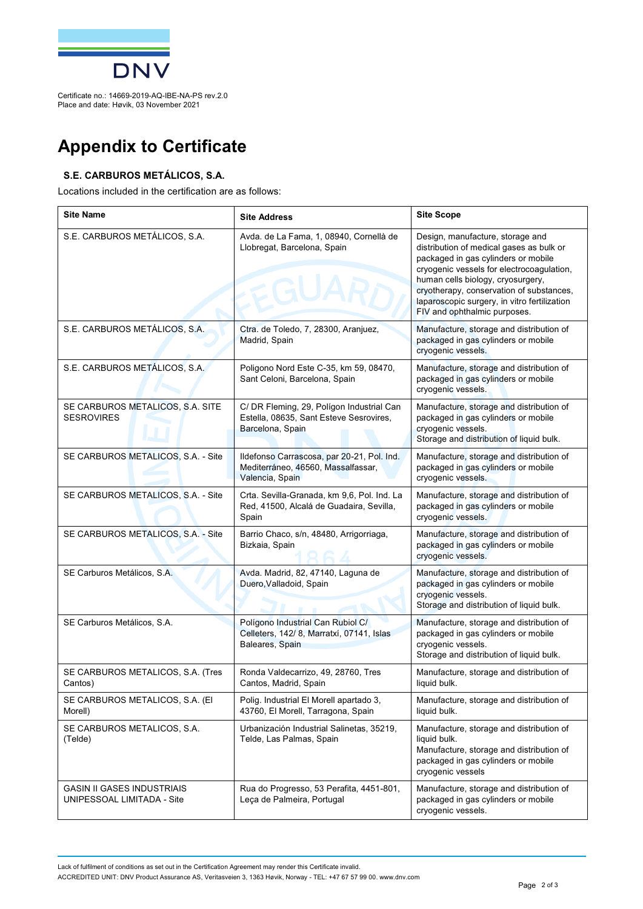Certificate no.: 14669-2019-AQ-IBE-NA-PS rev.2.0
Place and date: Høvik, 03 November 2021

# Appendix to Certificate

### S.E. CARBUROS METÁLICOS, S.A.

Locations included in the certification are as follows:

| Site Name | Site Address | Site Scope |
|---|---|---|
| S.E. CARBUROS METÁLICOS, S.A. | Avda. de La Fama, 1, 08940, Cornellà de Llobregat, Barcelona, Spain | Design, manufacture, storage and distribution of medical gases as bulk or packaged in gas cylinders or mobile cryogenic vessels for electrocoagulation, human cells biology, cryosurgery, cryotherapy, conservation of substances, laparoscopic surgery, in vitro fertilization FIV and ophthalmic purposes. |
| S.E. CARBUROS METÁLICOS, S.A. | Ctra. de Toledo, 7, 28300, Aranjuez, Madrid, Spain | Manufacture, storage and distribution of packaged in gas cylinders or mobile cryogenic vessels. |
| S.E. CARBUROS METÁLICOS, S.A. | Poligono Nord Este C-35, km 59, 08470, Sant Celoni, Barcelona, Spain | Manufacture, storage and distribution of packaged in gas cylinders or mobile cryogenic vessels. |
| SE CARBUROS METALICOS, S.A. SITE SESROVIRES | C/ DR Fleming, 29, Polígon Industrial Can Estella, 08635, Sant Esteve Sesrovires, Barcelona, Spain | Manufacture, storage and distribution of packaged in gas cylinders or mobile cryogenic vessels.<br>Storage and distribution of liquid bulk. |
| SE CARBUROS METALICOS, S.A. - Site | Ildefonso Carrascosa, par 20-21, Pol. Ind. Mediterráneo, 46560, Massalfassar, Valencia, Spain | Manufacture, storage and distribution of packaged in gas cylinders or mobile cryogenic vessels. |
| SE CARBUROS METALICOS, S.A. - Site | Crta. Sevilla-Granada, km 9,6, Pol. Ind. La Red, 41500, Alcalá de Guadaira, Sevilla, Spain | Manufacture, storage and distribution of packaged in gas cylinders or mobile cryogenic vessels. |
| SE CARBUROS METALICOS, S.A. - Site | Barrio Chaco, s/n, 48480, Arrigorriaga, Bizkaia, Spain | Manufacture, storage and distribution of packaged in gas cylinders or mobile cryogenic vessels. |
| SE Carburos Metálicos, S.A. | Avda. Madrid, 82, 47140, Laguna de Duero,Valladoid, Spain | Manufacture, storage and distribution of packaged in gas cylinders or mobile cryogenic vessels.<br>Storage and distribution of liquid bulk. |
| SE Carburos Metálicos, S.A. | Polígono Industrial Can Rubiol C/ Celleters, 142/ 8, Marratxí, 07141, Islas Baleares, Spain | Manufacture, storage and distribution of packaged in gas cylinders or mobile cryogenic vessels.<br>Storage and distribution of liquid bulk. |
| SE CARBUROS METALICOS, S.A. (Tres Cantos) | Ronda Valdecarrizo, 49, 28760, Tres Cantos, Madrid, Spain | Manufacture, storage and distribution of liquid bulk. |
| SE CARBUROS METALICOS, S.A. (El Morell) | Polig. Industrial El Morell apartado 3, 43760, El Morell, Tarragona, Spain | Manufacture, storage and distribution of liquid bulk. |
| SE CARBUROS METALICOS, S.A. (Telde) | Urbanización Industrial Salinetas, 35219, Telde, Las Palmas, Spain | Manufacture, storage and distribution of liquid bulk.<br>Manufacture, storage and distribution of packaged in gas cylinders or mobile cryogenic vessels |
| GASIN II GASES INDUSTRIAIS UNIPESSOAL LIMITADA - Site | Rua do Progresso, 53 Perafita, 4451-801, Leça de Palmeira, Portugal | Manufacture, storage and distribution of packaged in gas cylinders or mobile cryogenic vessels. |

Lack of fulfilment of conditions as set out in the Certification Agreement may render this Certificate invalid.
ACCREDITED UNIT: DNV Product Assurance AS, Veritasveien 3, 1363 Høvik, Norway - TEL: +47 67 57 99 00. www.dnv.com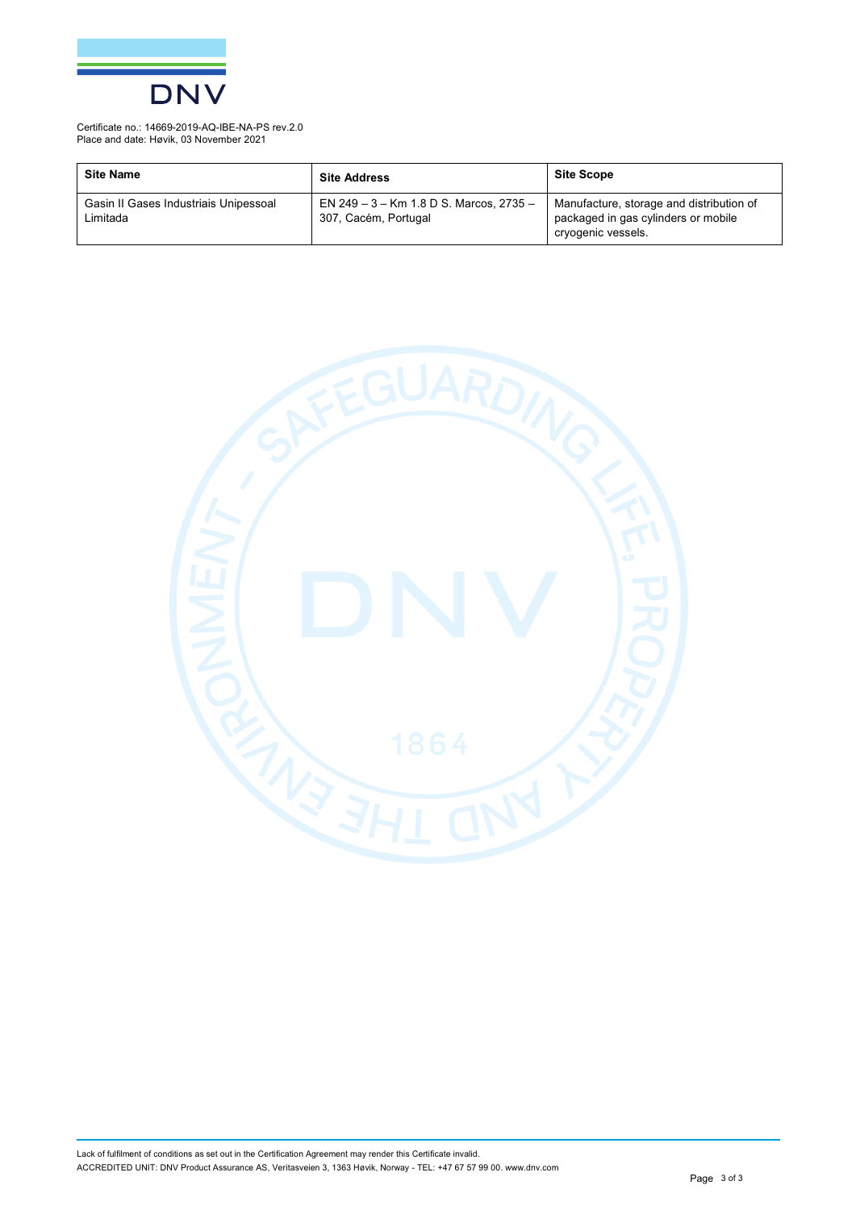Certificate no.: 14669-2019-AQ-IBE-NA-PS rev.2.0
Place and date: Høvik, 03 November 2021

| Site Name | Site Address | Site Scope |
|---|---|---|
| Gasin II Gases Industriais Unipessoal Limitada | EN 249 – 3 – Km 1.8 D S. Marcos, 2735 – 307, Cacém, Portugal | Manufacture, storage and distribution of packaged in gas cylinders or mobile cryogenic vessels. |

Lack of fulfilment of conditions as set out in the Certification Agreement may render this Certificate invalid.
ACCREDITED UNIT: DNV Product Assurance AS, Veritasveien 3, 1363 Høvik, Norway - TEL: +47 67 57 99 00. www.dnv.com